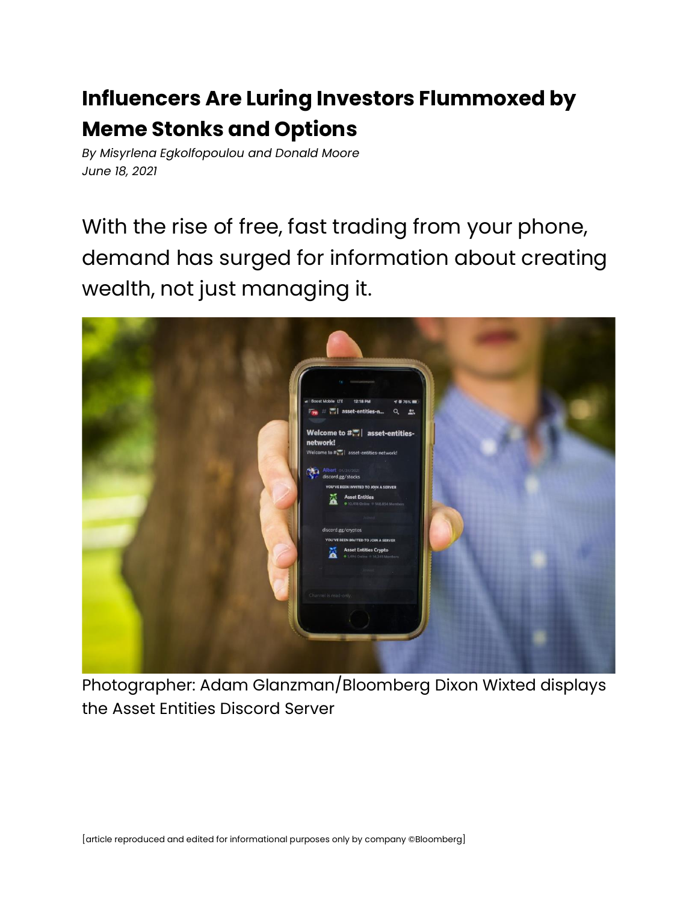# Influencers Are Luring Investors Flummoxed by Meme Stonks and Options

*By Misyrlena Egkolfopoulou and Donald Moore*
*June 18, 2021*

With the rise of free, fast trading from your phone, demand has surged for information about creating wealth, not just managing it.

Photographer: Adam Glanzman/Bloomberg Dixon Wixted displays the Asset Entities Discord Server

[article reproduced and edited for informational purposes only by company ©Bloomberg]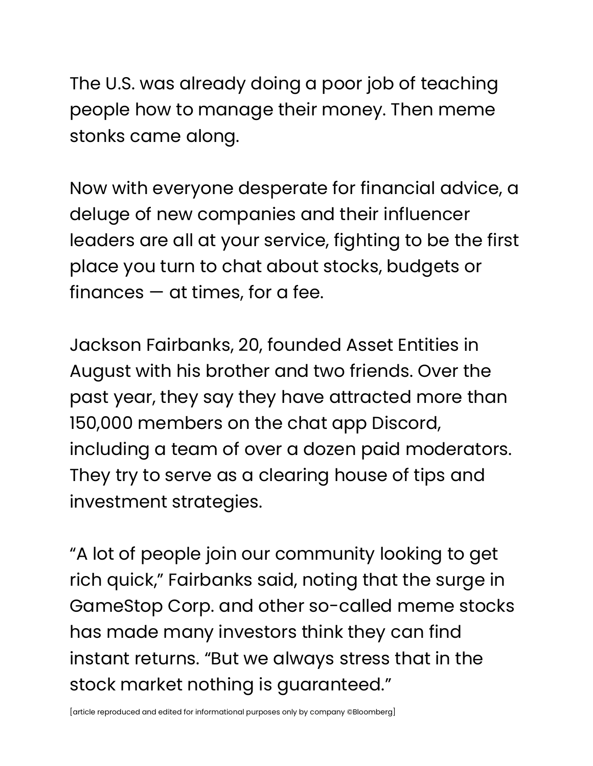The U.S. was already doing a poor job of teaching people how to manage their money. Then meme stonks came along.

Now with everyone desperate for financial advice, a deluge of new companies and their influencer leaders are all at your service, fighting to be the first place you turn to chat about stocks, budgets or finances — at times, for a fee.

Jackson Fairbanks, 20, founded Asset Entities in August with his brother and two friends. Over the past year, they say they have attracted more than 150,000 members on the chat app Discord, including a team of over a dozen paid moderators. They try to serve as a clearing house of tips and investment strategies.

“A lot of people join our community looking to get rich quick,” Fairbanks said, noting that the surge in GameStop Corp. and other so-called meme stocks has made many investors think they can find instant returns. “But we always stress that in the stock market nothing is guaranteed.”

[article reproduced and edited for informational purposes only by company ©Bloomberg]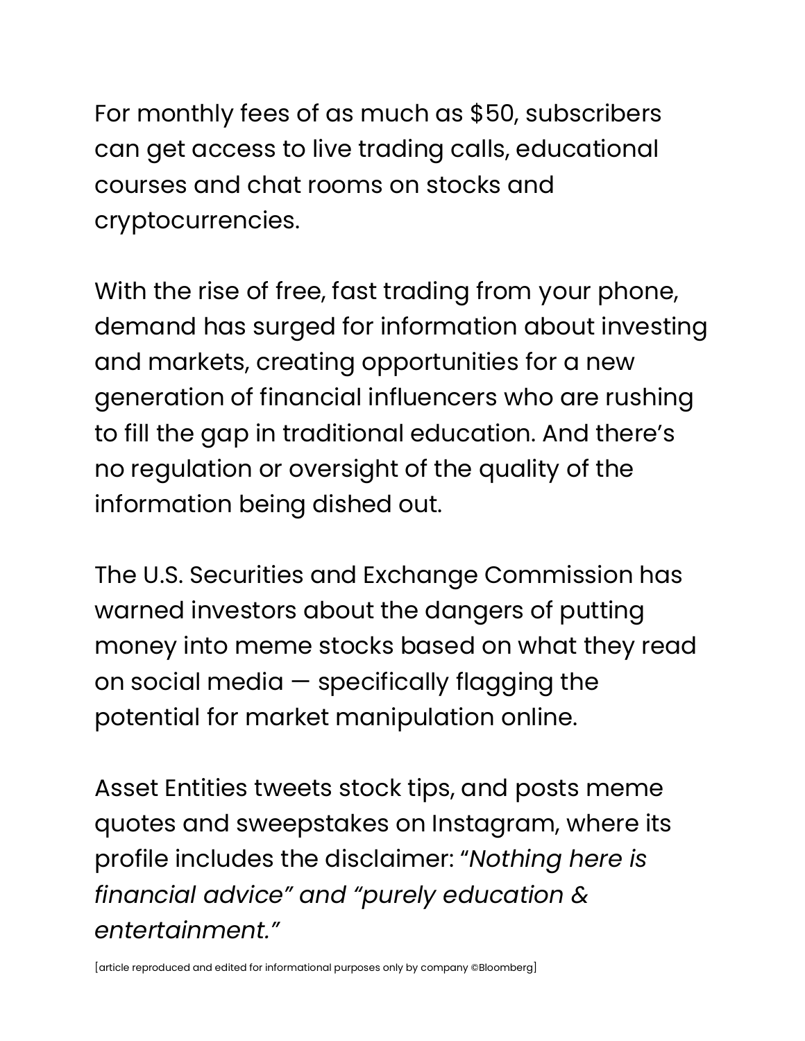For monthly fees of as much as $50, subscribers can get access to live trading calls, educational courses and chat rooms on stocks and cryptocurrencies.

With the rise of free, fast trading from your phone, demand has surged for information about investing and markets, creating opportunities for a new generation of financial influencers who are rushing to fill the gap in traditional education. And there's no regulation or oversight of the quality of the information being dished out.

The U.S. Securities and Exchange Commission has warned investors about the dangers of putting money into meme stocks based on what they read on social media — specifically flagging the potential for market manipulation online.

Asset Entities tweets stock tips, and posts meme quotes and sweepstakes on Instagram, where its profile includes the disclaimer: "*Nothing here is financial advice" and "purely education & entertainment."*

[article reproduced and edited for informational purposes only by company ©Bloomberg]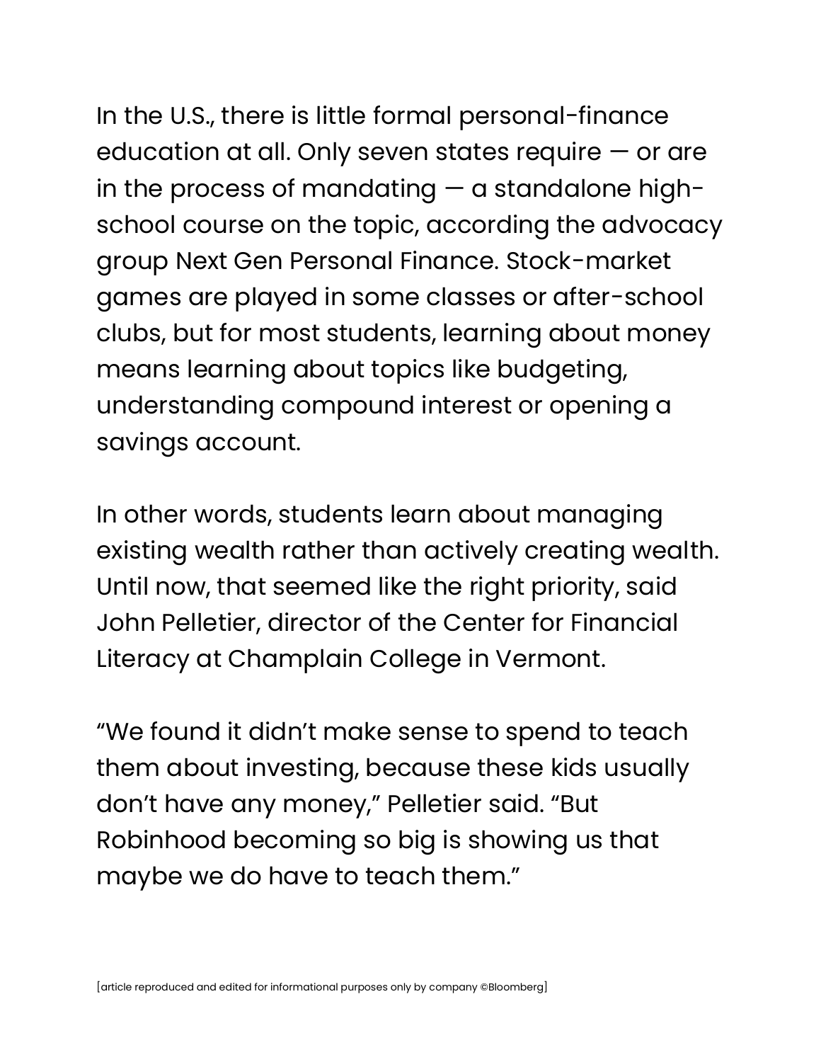In the U.S., there is little formal personal-finance education at all. Only seven states require — or are in the process of mandating — a standalone high-school course on the topic, according the advocacy group Next Gen Personal Finance. Stock-market games are played in some classes or after-school clubs, but for most students, learning about money means learning about topics like budgeting, understanding compound interest or opening a savings account.

In other words, students learn about managing existing wealth rather than actively creating wealth. Until now, that seemed like the right priority, said John Pelletier, director of the Center for Financial Literacy at Champlain College in Vermont.

"We found it didn't make sense to spend to teach them about investing, because these kids usually don't have any money," Pelletier said. "But Robinhood becoming so big is showing us that maybe we do have to teach them."

[article reproduced and edited for informational purposes only by company ©Bloomberg]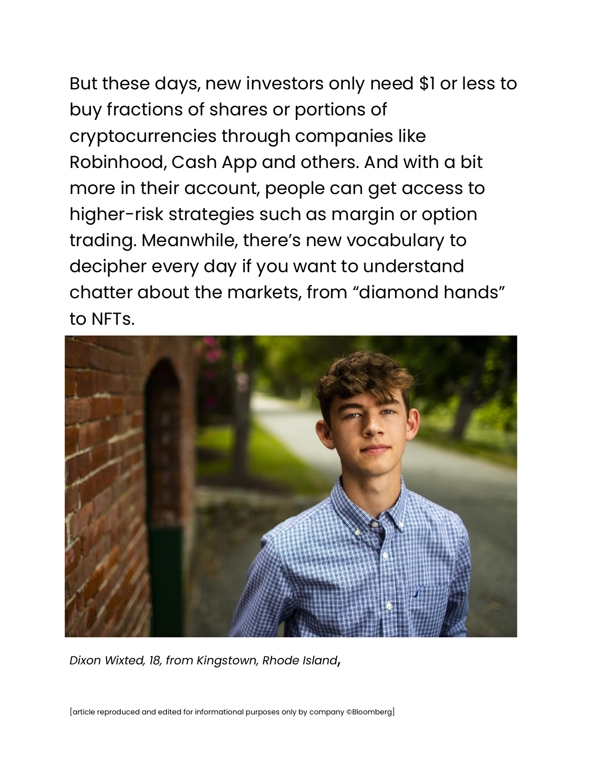But these days, new investors only need $1 or less to buy fractions of shares or portions of cryptocurrencies through companies like Robinhood, Cash App and others. And with a bit more in their account, people can get access to higher-risk strategies such as margin or option trading. Meanwhile, there's new vocabulary to decipher every day if you want to understand chatter about the markets, from "diamond hands" to NFTs.

*Dixon Wixted, 18, from Kingstown, Rhode Island*,

[article reproduced and edited for informational purposes only by company ©Bloomberg]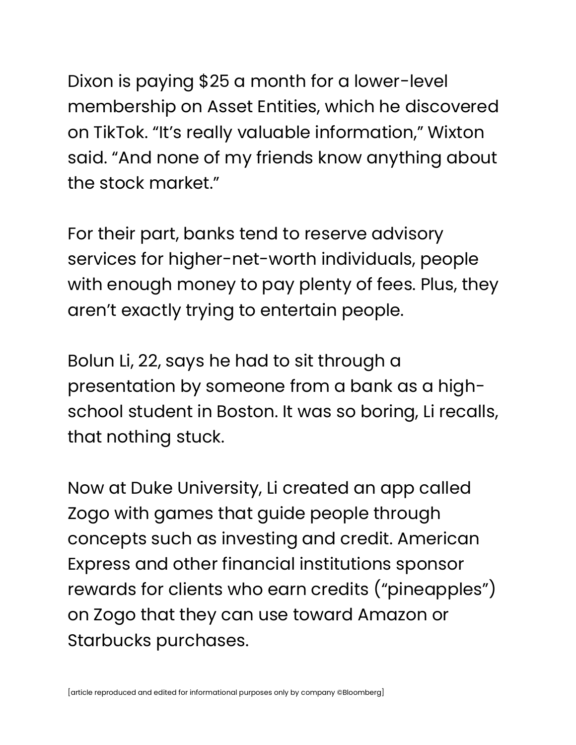Dixon is paying $25 a month for a lower-level membership on Asset Entities, which he discovered on TikTok. “It’s really valuable information,” Wixton said. “And none of my friends know anything about the stock market.”

For their part, banks tend to reserve advisory services for higher-net-worth individuals, people with enough money to pay plenty of fees. Plus, they aren’t exactly trying to entertain people.

Bolun Li, 22, says he had to sit through a presentation by someone from a bank as a high-school student in Boston. It was so boring, Li recalls, that nothing stuck.

Now at Duke University, Li created an app called Zogo with games that guide people through concepts such as investing and credit. American Express and other financial institutions sponsor rewards for clients who earn credits (“pineapples”) on Zogo that they can use toward Amazon or Starbucks purchases.

[article reproduced and edited for informational purposes only by company ©Bloomberg]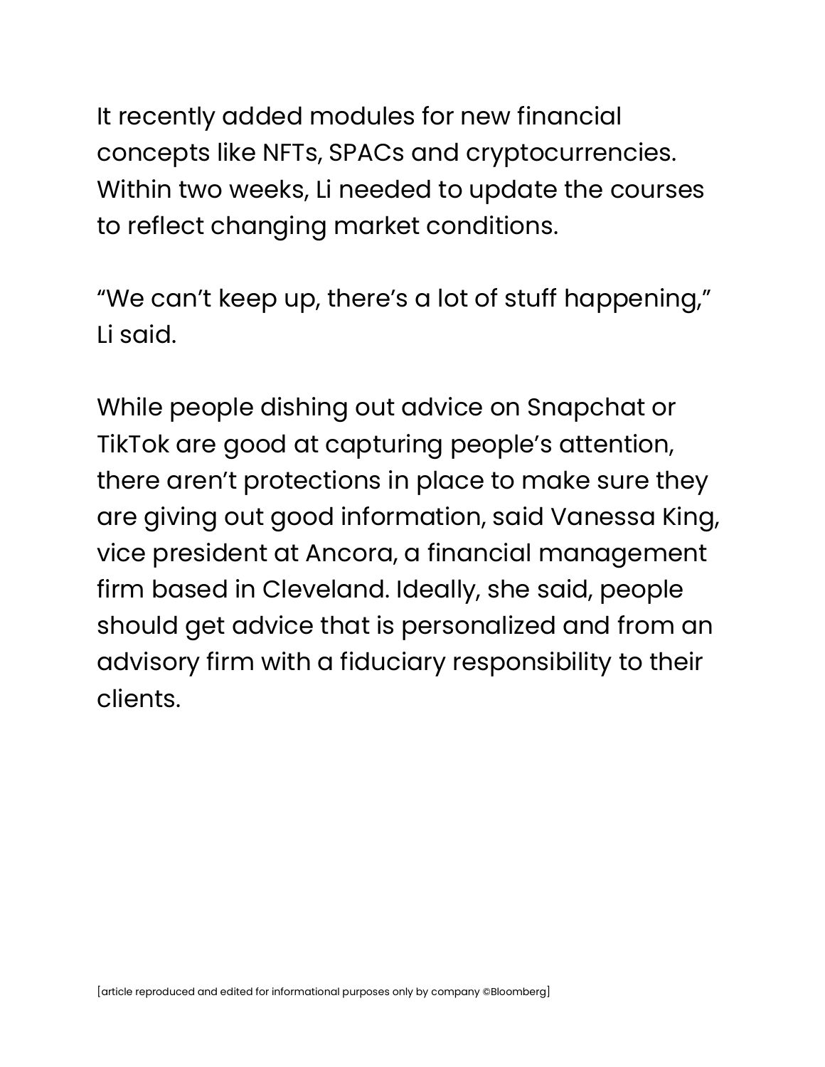It recently added modules for new financial concepts like NFTs, SPACs and cryptocurrencies. Within two weeks, Li needed to update the courses to reflect changing market conditions.

“We can’t keep up, there’s a lot of stuff happening,” Li said.

While people dishing out advice on Snapchat or TikTok are good at capturing people’s attention, there aren’t protections in place to make sure they are giving out good information, said Vanessa King, vice president at Ancora, a financial management firm based in Cleveland. Ideally, she said, people should get advice that is personalized and from an advisory firm with a fiduciary responsibility to their clients.

[article reproduced and edited for informational purposes only by company ©Bloomberg]